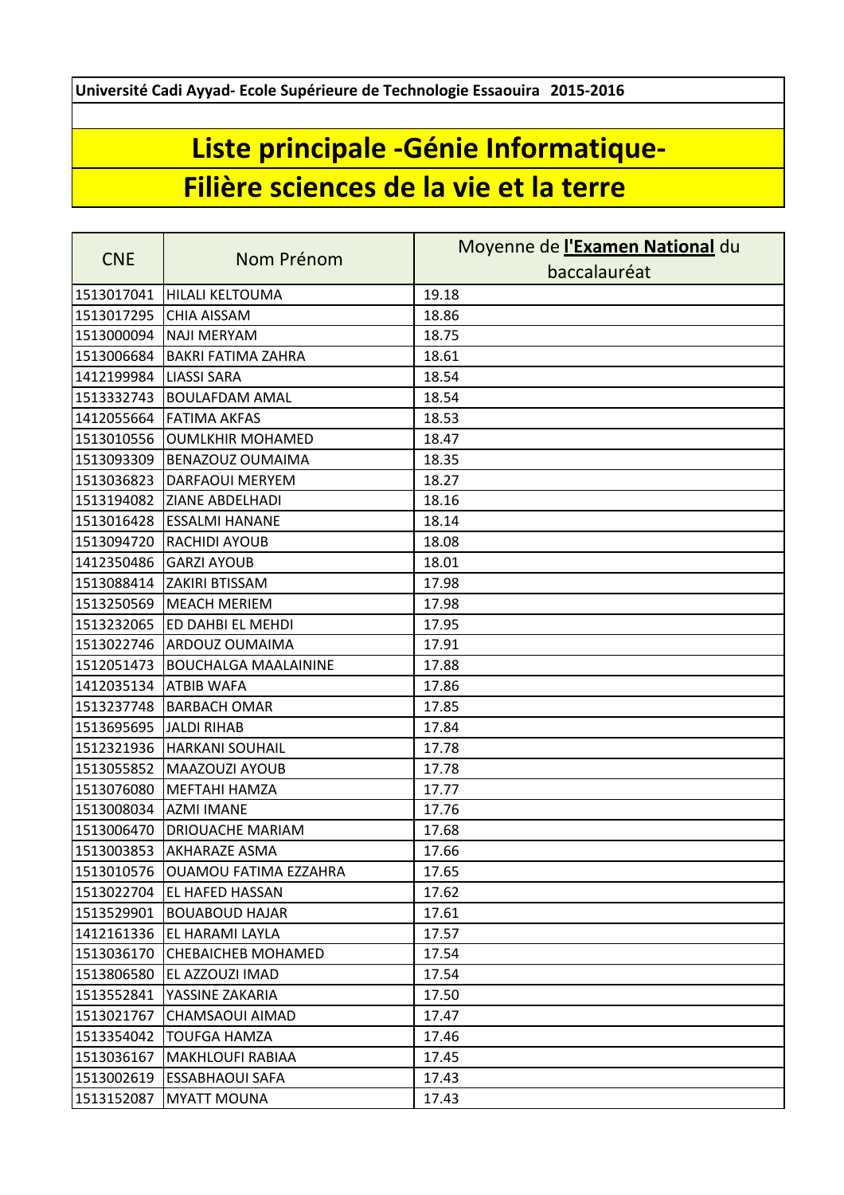**Université Cadi Ayyad- Ecole Supérieure de Technologie Essaouira 2015-2016**

# Liste principale -Génie Informatique-

# Filière sciences de la vie et la terre

| CNE | Nom Prénom | Moyenne de **l'Examen National** du baccalauréat |
|---|---|---|
| 1513017041 | HILALI KELTOUMA | 19.18 |
| 1513017295 | CHIA AISSAM | 18.86 |
| 1513000094 | NAJI MERYAM | 18.75 |
| 1513006684 | BAKRI FATIMA ZAHRA | 18.61 |
| 1412199984 | LIASSI SARA | 18.54 |
| 1513332743 | BOULAFDAM AMAL | 18.54 |
| 1412055664 | FATIMA AKFAS | 18.53 |
| 1513010556 | OUMLKHIR MOHAMED | 18.47 |
| 1513093309 | BENAZOUZ OUMAIMA | 18.35 |
| 1513036823 | DARFAOUI MERYEM | 18.27 |
| 1513194082 | ZIANE ABDELHADI | 18.16 |
| 1513016428 | ESSALMI HANANE | 18.14 |
| 1513094720 | RACHIDI AYOUB | 18.08 |
| 1412350486 | GARZI AYOUB | 18.01 |
| 1513088414 | ZAKIRI BTISSAM | 17.98 |
| 1513250569 | MEACH MERIEM | 17.98 |
| 1513232065 | ED DAHBI EL MEHDI | 17.95 |
| 1513022746 | ARDOUZ OUMAIMA | 17.91 |
| 1512051473 | BOUCHALGA MAALAININE | 17.88 |
| 1412035134 | ATBIB WAFA | 17.86 |
| 1513237748 | BARBACH OMAR | 17.85 |
| 1513695695 | JALDI RIHAB | 17.84 |
| 1512321936 | HARKANI SOUHAIL | 17.78 |
| 1513055852 | MAAZOUZI AYOUB | 17.78 |
| 1513076080 | MEFTAHI HAMZA | 17.77 |
| 1513008034 | AZMI IMANE | 17.76 |
| 1513006470 | DRIOUACHE MARIAM | 17.68 |
| 1513003853 | AKHARAZE ASMA | 17.66 |
| 1513010576 | OUAMOU FATIMA EZZAHRA | 17.65 |
| 1513022704 | EL HAFED HASSAN | 17.62 |
| 1513529901 | BOUABOUD HAJAR | 17.61 |
| 1412161336 | EL HARAMI LAYLA | 17.57 |
| 1513036170 | CHEBAICHEB MOHAMED | 17.54 |
| 1513806580 | EL AZZOUZI IMAD | 17.54 |
| 1513552841 | YASSINE ZAKARIA | 17.50 |
| 1513021767 | CHAMSAOUI AIMAD | 17.47 |
| 1513354042 | TOUFGA HAMZA | 17.46 |
| 1513036167 | MAKHLOUFI RABIAA | 17.45 |
| 1513002619 | ESSABHAOUI SAFA | 17.43 |
| 1513152087 | MYATT MOUNA | 17.43 |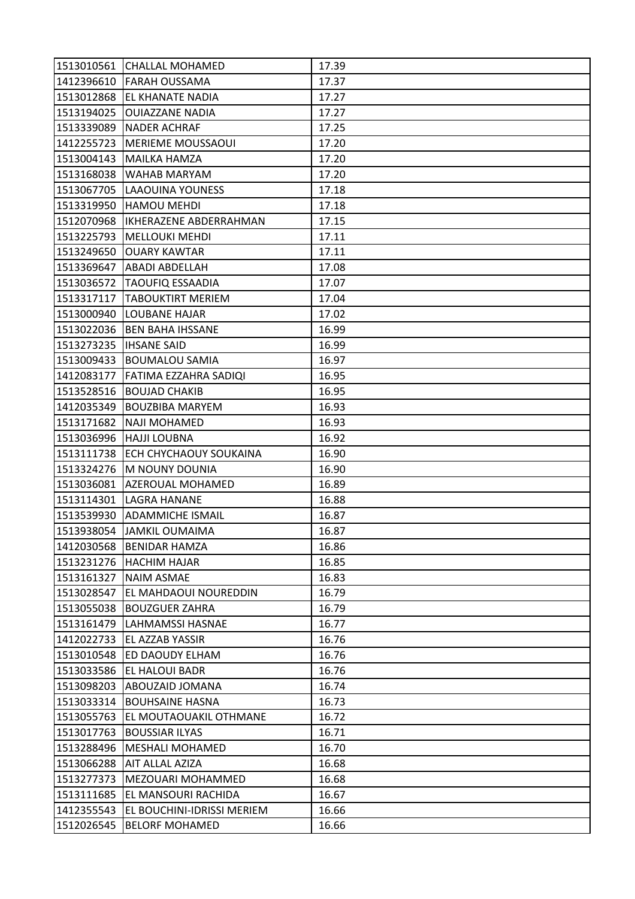| 1513010561 | CHALLAL MOHAMED | 17.39 |
|---|---|---|
| 1412396610 | FARAH OUSSAMA | 17.37 |
| 1513012868 | EL KHANATE NADIA | 17.27 |
| 1513194025 | OUIAZZANE NADIA | 17.27 |
| 1513339089 | NADER ACHRAF | 17.25 |
| 1412255723 | MERIEME MOUSSAOUI | 17.20 |
| 1513004143 | MAILKA HAMZA | 17.20 |
| 1513168038 | WAHAB MARYAM | 17.20 |
| 1513067705 | LAAOUINA YOUNESS | 17.18 |
| 1513319950 | HAMOU MEHDI | 17.18 |
| 1512070968 | IKHERAZENE ABDERRAHMAN | 17.15 |
| 1513225793 | MELLOUKI MEHDI | 17.11 |
| 1513249650 | OUARY KAWTAR | 17.11 |
| 1513369647 | ABADI ABDELLAH | 17.08 |
| 1513036572 | TAOUFIQ ESSAADIA | 17.07 |
| 1513317117 | TABOUKTIRT MERIEM | 17.04 |
| 1513000940 | LOUBANE HAJAR | 17.02 |
| 1513022036 | BEN BAHA IHSSANE | 16.99 |
| 1513273235 | IHSANE SAID | 16.99 |
| 1513009433 | BOUMALOU SAMIA | 16.97 |
| 1412083177 | FATIMA EZZAHRA SADIQI | 16.95 |
| 1513528516 | BOUJAD CHAKIB | 16.95 |
| 1412035349 | BOUZBIBA MARYEM | 16.93 |
| 1513171682 | NAJI MOHAMED | 16.93 |
| 1513036996 | HAJJI LOUBNA | 16.92 |
| 1513111738 | ECH CHYCHAOUY SOUKAINA | 16.90 |
| 1513324276 | M NOUNY DOUNIA | 16.90 |
| 1513036081 | AZEROUAL MOHAMED | 16.89 |
| 1513114301 | LAGRA HANANE | 16.88 |
| 1513539930 | ADAMMICHE ISMAIL | 16.87 |
| 1513938054 | JAMKIL OUMAIMA | 16.87 |
| 1412030568 | BENIDAR HAMZA | 16.86 |
| 1513231276 | HACHIM HAJAR | 16.85 |
| 1513161327 | NAIM ASMAE | 16.83 |
| 1513028547 | EL MAHDAOUI NOUREDDIN | 16.79 |
| 1513055038 | BOUZGUER ZAHRA | 16.79 |
| 1513161479 | LAHMAMSSI HASNAE | 16.77 |
| 1412022733 | EL AZZAB YASSIR | 16.76 |
| 1513010548 | ED DAOUDY ELHAM | 16.76 |
| 1513033586 | EL HALOUI BADR | 16.76 |
| 1513098203 | ABOUZAID JOMANA | 16.74 |
| 1513033314 | BOUHSAINE HASNA | 16.73 |
| 1513055763 | EL MOUTAOUAKIL OTHMANE | 16.72 |
| 1513017763 | BOUSSIAR ILYAS | 16.71 |
| 1513288496 | MESHALI MOHAMED | 16.70 |
| 1513066288 | AIT ALLAL AZIZA | 16.68 |
| 1513277373 | MEZOUARI MOHAMMED | 16.68 |
| 1513111685 | EL MANSOURI RACHIDA | 16.67 |
| 1412355543 | EL BOUCHINI-IDRISSI MERIEM | 16.66 |
| 1512026545 | BELORF MOHAMED | 16.66 |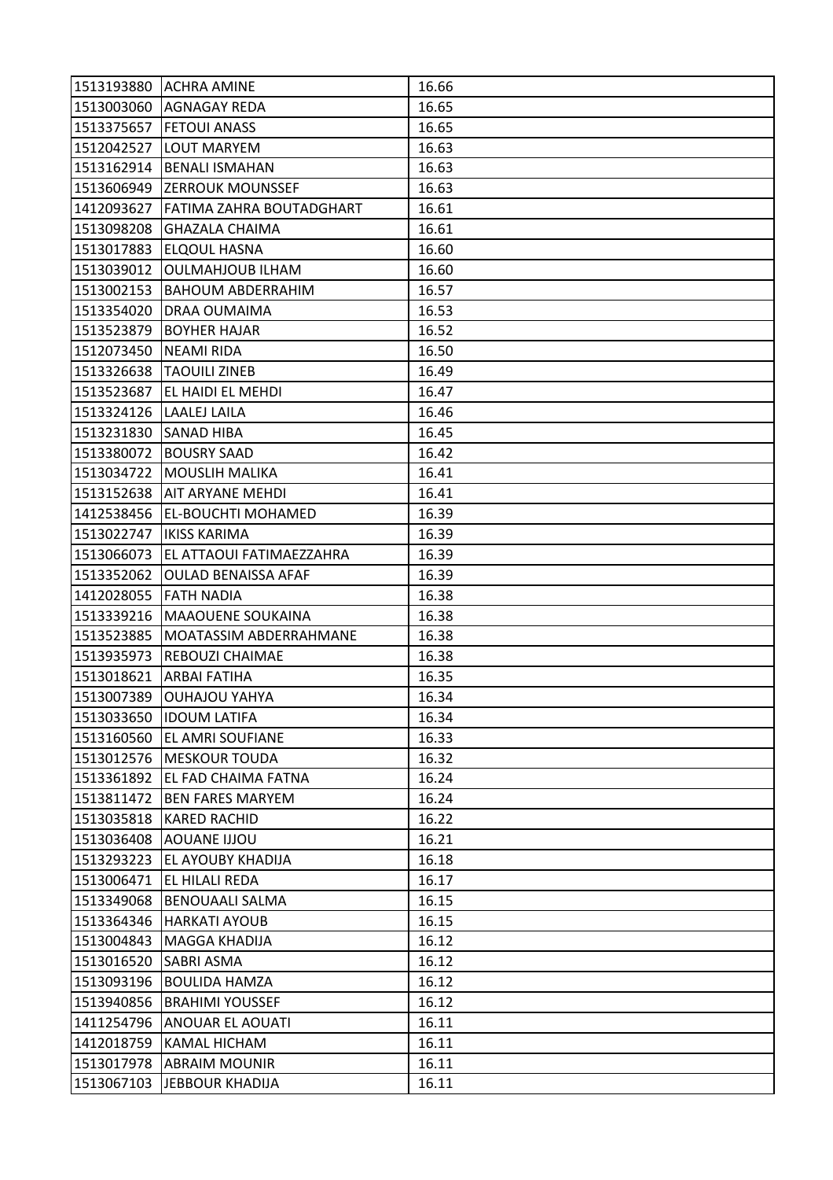| 1513193880 | ACHRA AMINE | 16.66 |
|---|---|---|
| 1513003060 | AGNAGAY REDA | 16.65 |
| 1513375657 | FETOUI ANASS | 16.65 |
| 1512042527 | LOUT MARYEM | 16.63 |
| 1513162914 | BENALI ISMAHAN | 16.63 |
| 1513606949 | ZERROUK MOUNSSEF | 16.63 |
| 1412093627 | FATIMA ZAHRA BOUTADGHART | 16.61 |
| 1513098208 | GHAZALA CHAIMA | 16.61 |
| 1513017883 | ELQOUL HASNA | 16.60 |
| 1513039012 | OULMAHJOUB ILHAM | 16.60 |
| 1513002153 | BAHOUM ABDERRAHIM | 16.57 |
| 1513354020 | DRAA OUMAIMA | 16.53 |
| 1513523879 | BOYHER HAJAR | 16.52 |
| 1512073450 | NEAMI RIDA | 16.50 |
| 1513326638 | TAOUILI ZINEB | 16.49 |
| 1513523687 | EL HAIDI EL MEHDI | 16.47 |
| 1513324126 | LAALEJ LAILA | 16.46 |
| 1513231830 | SANAD HIBA | 16.45 |
| 1513380072 | BOUSRY SAAD | 16.42 |
| 1513034722 | MOUSLIH MALIKA | 16.41 |
| 1513152638 | AIT ARYANE MEHDI | 16.41 |
| 1412538456 | EL-BOUCHTI MOHAMED | 16.39 |
| 1513022747 | IKISS KARIMA | 16.39 |
| 1513066073 | EL ATTAOUI FATIMAEZZAHRA | 16.39 |
| 1513352062 | OULAD BENAISSA AFAF | 16.39 |
| 1412028055 | FATH NADIA | 16.38 |
| 1513339216 | MAAOUENE SOUKAINA | 16.38 |
| 1513523885 | MOATASSIM ABDERRAHMANE | 16.38 |
| 1513935973 | REBOUZI CHAIMAE | 16.38 |
| 1513018621 | ARBAI FATIHA | 16.35 |
| 1513007389 | OUHAJOU YAHYA | 16.34 |
| 1513033650 | IDOUM LATIFA | 16.34 |
| 1513160560 | EL AMRI SOUFIANE | 16.33 |
| 1513012576 | MESKOUR TOUDA | 16.32 |
| 1513361892 | EL FAD CHAIMA FATNA | 16.24 |
| 1513811472 | BEN FARES MARYEM | 16.24 |
| 1513035818 | KARED RACHID | 16.22 |
| 1513036408 | AOUANE IJJOU | 16.21 |
| 1513293223 | EL AYOUBY KHADIJA | 16.18 |
| 1513006471 | EL HILALI REDA | 16.17 |
| 1513349068 | BENOUAALI SALMA | 16.15 |
| 1513364346 | HARKATI AYOUB | 16.15 |
| 1513004843 | MAGGA KHADIJA | 16.12 |
| 1513016520 | SABRI ASMA | 16.12 |
| 1513093196 | BOULIDA HAMZA | 16.12 |
| 1513940856 | BRAHIMI YOUSSEF | 16.12 |
| 1411254796 | ANOUAR EL AOUATI | 16.11 |
| 1412018759 | KAMAL HICHAM | 16.11 |
| 1513017978 | ABRAIM MOUNIR | 16.11 |
| 1513067103 | JEBBOUR KHADIJA | 16.11 |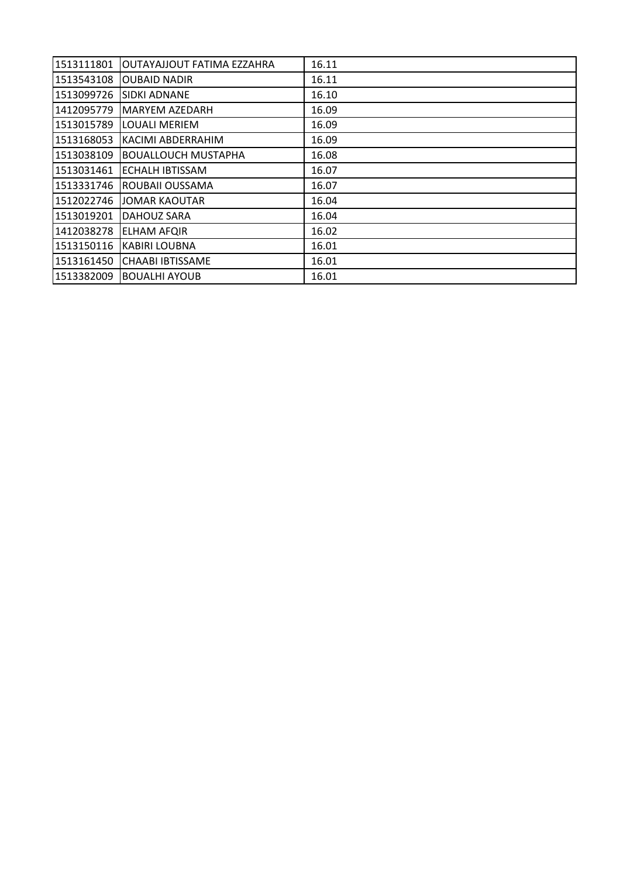| | | |
|---|---|---|
| 1513111801 | OUTAYAJJOUT FATIMA EZZAHRA | 16.11 |
| 1513543108 | OUBAID NADIR | 16.11 |
| 1513099726 | SIDKI ADNANE | 16.10 |
| 1412095779 | MARYEM AZEDARH | 16.09 |
| 1513015789 | LOUALI MERIEM | 16.09 |
| 1513168053 | KACIMI ABDERRAHIM | 16.09 |
| 1513038109 | BOUALLOUCH MUSTAPHA | 16.08 |
| 1513031461 | ECHALH IBTISSAM | 16.07 |
| 1513331746 | ROUBAII OUSSAMA | 16.07 |
| 1512022746 | JOMAR KAOUTAR | 16.04 |
| 1513019201 | DAHOUZ SARA | 16.04 |
| 1412038278 | ELHAM AFQIR | 16.02 |
| 1513150116 | KABIRI LOUBNA | 16.01 |
| 1513161450 | CHAABI IBTISSAME | 16.01 |
| 1513382009 | BOUALHI AYOUB | 16.01 |